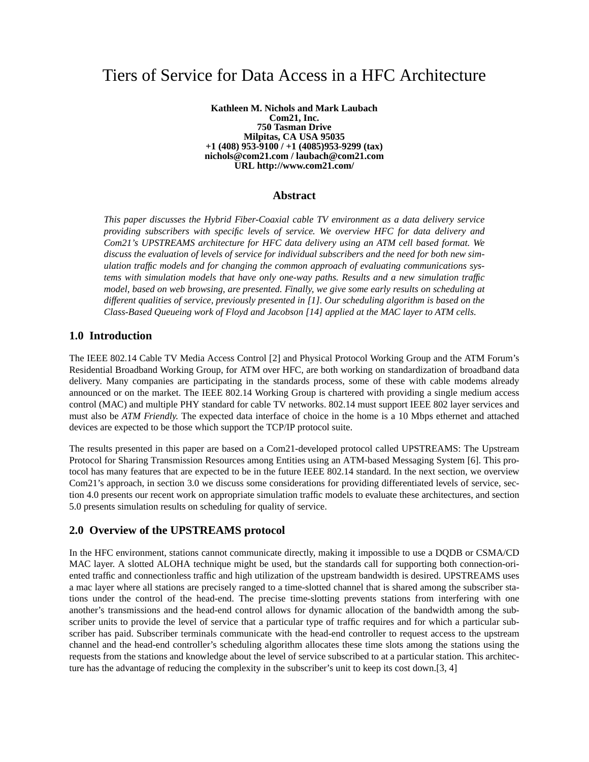# Tiers of Service for Data Access in a HFC Architecture

**Kathleen M. Nichols and Mark Laubach**
**Com21, Inc.**
**750 Tasman Drive**
**Milpitas, CA USA 95035**
**+1 (408) 953-9100 / +1 (4085)953-9299 (tax)**
**nichols@com21.com / laubach@com21.com**
**URL http://www.com21.com/**

### Abstract

*This paper discusses the Hybrid Fiber-Coaxial cable TV environment as a data delivery service providing subscribers with specific levels of service. We overview HFC for data delivery and Com21's UPSTREAMS architecture for HFC data delivery using an ATM cell based format. We discuss the evaluation of levels of service for individual subscribers and the need for both new simulation traffic models and for changing the common approach of evaluating communications systems with simulation models that have only one-way paths. Results and a new simulation traffic model, based on web browsing, are presented. Finally, we give some early results on scheduling at different qualities of service, previously presented in [1]. Our scheduling algorithm is based on the Class-Based Queueing work of Floyd and Jacobson [14] applied at the MAC layer to ATM cells.*

## 1.0 Introduction

The IEEE 802.14 Cable TV Media Access Control [2] and Physical Protocol Working Group and the ATM Forum's Residential Broadband Working Group, for ATM over HFC, are both working on standardization of broadband data delivery. Many companies are participating in the standards process, some of these with cable modems already announced or on the market. The IEEE 802.14 Working Group is chartered with providing a single medium access control (MAC) and multiple PHY standard for cable TV networks. 802.14 must support IEEE 802 layer services and must also be *ATM Friendly.* The expected data interface of choice in the home is a 10 Mbps ethernet and attached devices are expected to be those which support the TCP/IP protocol suite.

The results presented in this paper are based on a Com21-developed protocol called UPSTREAMS: The Upstream Protocol for Sharing Transmission Resources among Entities using an ATM-based Messaging System [6]. This protocol has many features that are expected to be in the future IEEE 802.14 standard. In the next section, we overview Com21's approach, in section 3.0 we discuss some considerations for providing differentiated levels of service, section 4.0 presents our recent work on appropriate simulation traffic models to evaluate these architectures, and section 5.0 presents simulation results on scheduling for quality of service.

## 2.0 Overview of the UPSTREAMS protocol

In the HFC environment, stations cannot communicate directly, making it impossible to use a DQDB or CSMA/CD MAC layer. A slotted ALOHA technique might be used, but the standards call for supporting both connection-oriented traffic and connectionless traffic and high utilization of the upstream bandwidth is desired. UPSTREAMS uses a mac layer where all stations are precisely ranged to a time-slotted channel that is shared among the subscriber stations under the control of the head-end. The precise time-slotting prevents stations from interfering with one another's transmissions and the head-end control allows for dynamic allocation of the bandwidth among the subscriber units to provide the level of service that a particular type of traffic requires and for which a particular subscriber has paid. Subscriber terminals communicate with the head-end controller to request access to the upstream channel and the head-end controller's scheduling algorithm allocates these time slots among the stations using the requests from the stations and knowledge about the level of service subscribed to at a particular station. This architecture has the advantage of reducing the complexity in the subscriber's unit to keep its cost down.[3, 4]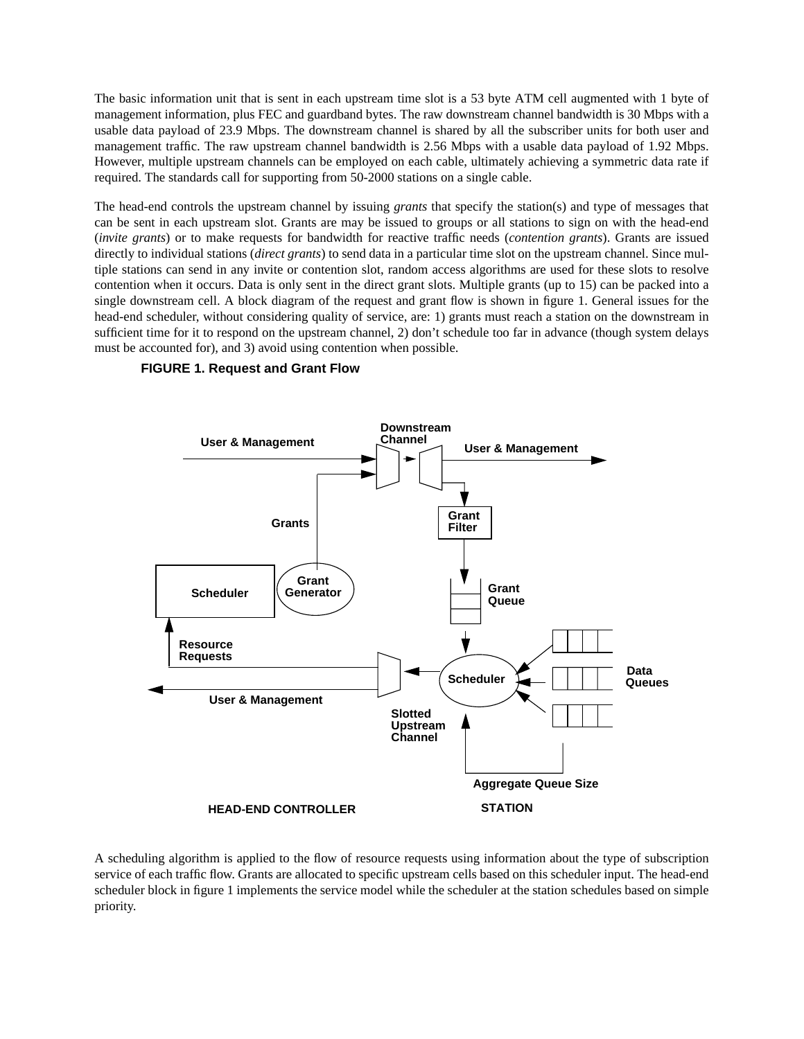The basic information unit that is sent in each upstream time slot is a 53 byte ATM cell augmented with 1 byte of management information, plus FEC and guardband bytes. The raw downstream channel bandwidth is 30 Mbps with a usable data payload of 23.9 Mbps. The downstream channel is shared by all the subscriber units for both user and management traffic. The raw upstream channel bandwidth is 2.56 Mbps with a usable data payload of 1.92 Mbps. However, multiple upstream channels can be employed on each cable, ultimately achieving a symmetric data rate if required. The standards call for supporting from 50-2000 stations on a single cable.

The head-end controls the upstream channel by issuing *grants* that specify the station(s) and type of messages that can be sent in each upstream slot. Grants are may be issued to groups or all stations to sign on with the head-end (*invite grants*) or to make requests for bandwidth for reactive traffic needs (*contention grants*). Grants are issued directly to individual stations (*direct grants*) to send data in a particular time slot on the upstream channel. Since multiple stations can send in any invite or contention slot, random access algorithms are used for these slots to resolve contention when it occurs. Data is only sent in the direct grant slots. Multiple grants (up to 15) can be packed into a single downstream cell. A block diagram of the request and grant flow is shown in figure 1. General issues for the head-end scheduler, without considering quality of service, are: 1) grants must reach a station on the downstream in sufficient time for it to respond on the upstream channel, 2) don't schedule too far in advance (though system delays must be accounted for), and 3) avoid using contention when possible.

**FIGURE 1. Request and Grant Flow**

A scheduling algorithm is applied to the flow of resource requests using information about the type of subscription service of each traffic flow. Grants are allocated to specific upstream cells based on this scheduler input. The head-end scheduler block in figure 1 implements the service model while the scheduler at the station schedules based on simple priority.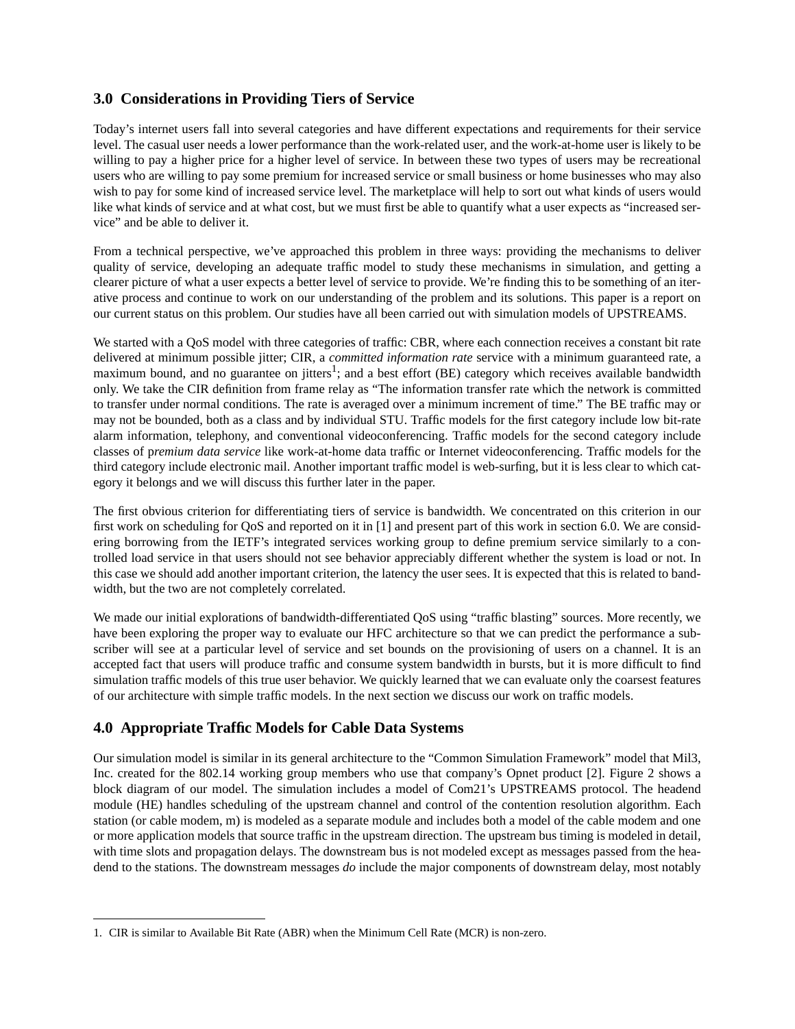## 3.0 Considerations in Providing Tiers of Service

Today's internet users fall into several categories and have different expectations and requirements for their service level. The casual user needs a lower performance than the work-related user, and the work-at-home user is likely to be willing to pay a higher price for a higher level of service. In between these two types of users may be recreational users who are willing to pay some premium for increased service or small business or home businesses who may also wish to pay for some kind of increased service level. The marketplace will help to sort out what kinds of users would like what kinds of service and at what cost, but we must first be able to quantify what a user expects as "increased service" and be able to deliver it.

From a technical perspective, we've approached this problem in three ways: providing the mechanisms to deliver quality of service, developing an adequate traffic model to study these mechanisms in simulation, and getting a clearer picture of what a user expects a better level of service to provide. We're finding this to be something of an iterative process and continue to work on our understanding of the problem and its solutions. This paper is a report on our current status on this problem. Our studies have all been carried out with simulation models of UPSTREAMS.

We started with a QoS model with three categories of traffic: CBR, where each connection receives a constant bit rate delivered at minimum possible jitter; CIR, a *committed information rate* service with a minimum guaranteed rate, a maximum bound, and no guarantee on jitters[1]; and a best effort (BE) category which receives available bandwidth only. We take the CIR definition from frame relay as "The information transfer rate which the network is committed to transfer under normal conditions. The rate is averaged over a minimum increment of time." The BE traffic may or may not be bounded, both as a class and by individual STU. Traffic models for the first category include low bit-rate alarm information, telephony, and conventional videoconferencing. Traffic models for the second category include classes of p*remium data service* like work-at-home data traffic or Internet videoconferencing. Traffic models for the third category include electronic mail. Another important traffic model is web-surfing, but it is less clear to which category it belongs and we will discuss this further later in the paper.

The first obvious criterion for differentiating tiers of service is bandwidth. We concentrated on this criterion in our first work on scheduling for QoS and reported on it in [1] and present part of this work in section 6.0. We are considering borrowing from the IETF's integrated services working group to define premium service similarly to a controlled load service in that users should not see behavior appreciably different whether the system is load or not. In this case we should add another important criterion, the latency the user sees. It is expected that this is related to bandwidth, but the two are not completely correlated.

We made our initial explorations of bandwidth-differentiated QoS using "traffic blasting" sources. More recently, we have been exploring the proper way to evaluate our HFC architecture so that we can predict the performance a subscriber will see at a particular level of service and set bounds on the provisioning of users on a channel. It is an accepted fact that users will produce traffic and consume system bandwidth in bursts, but it is more difficult to find simulation traffic models of this true user behavior. We quickly learned that we can evaluate only the coarsest features of our architecture with simple traffic models. In the next section we discuss our work on traffic models.

## 4.0 Appropriate Traffic Models for Cable Data Systems

Our simulation model is similar in its general architecture to the "Common Simulation Framework" model that Mil3, Inc. created for the 802.14 working group members who use that company's Opnet product [2]. Figure 2 shows a block diagram of our model. The simulation includes a model of Com21's UPSTREAMS protocol. The headend module (HE) handles scheduling of the upstream channel and control of the contention resolution algorithm. Each station (or cable modem, m) is modeled as a separate module and includes both a model of the cable modem and one or more application models that source traffic in the upstream direction. The upstream bus timing is modeled in detail, with time slots and propagation delays. The downstream bus is not modeled except as messages passed from the headend to the stations. The downstream messages *do* include the major components of downstream delay, most notably

1. CIR is similar to Available Bit Rate (ABR) when the Minimum Cell Rate (MCR) is non-zero.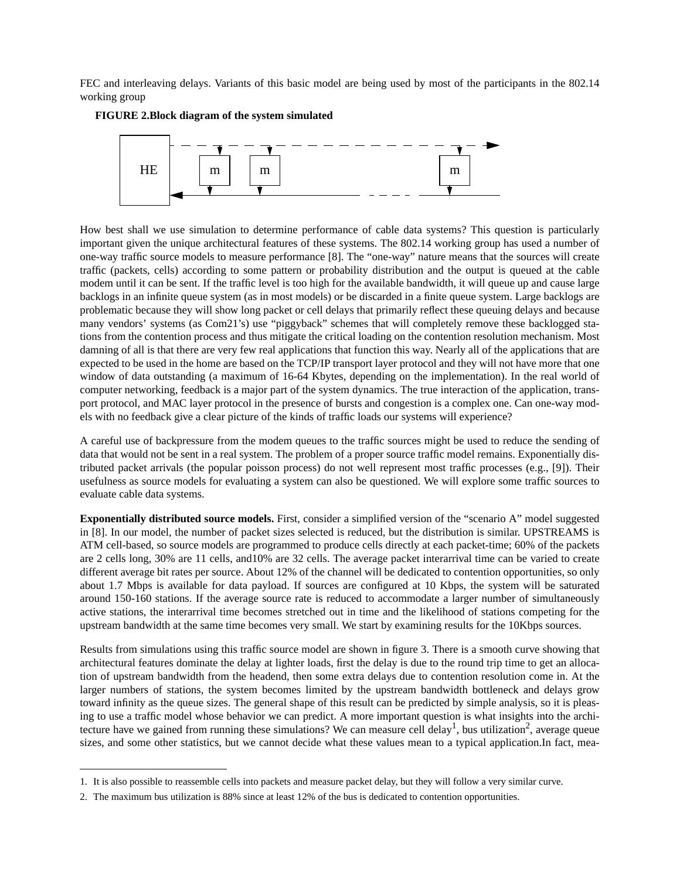FEC and interleaving delays. Variants of this basic model are being used by most of the participants in the 802.14 working group

**FIGURE 2.Block diagram of the system simulated**

How best shall we use simulation to determine performance of cable data systems? This question is particularly important given the unique architectural features of these systems. The 802.14 working group has used a number of one-way traffic source models to measure performance [8]. The "one-way" nature means that the sources will create traffic (packets, cells) according to some pattern or probability distribution and the output is queued at the cable modem until it can be sent. If the traffic level is too high for the available bandwidth, it will queue up and cause large backlogs in an infinite queue system (as in most models) or be discarded in a finite queue system. Large backlogs are problematic because they will show long packet or cell delays that primarily reflect these queuing delays and because many vendors' systems (as Com21's) use "piggyback" schemes that will completely remove these backlogged stations from the contention process and thus mitigate the critical loading on the contention resolution mechanism. Most damning of all is that there are very few real applications that function this way. Nearly all of the applications that are expected to be used in the home are based on the TCP/IP transport layer protocol and they will not have more that one window of data outstanding (a maximum of 16-64 Kbytes, depending on the implementation). In the real world of computer networking, feedback is a major part of the system dynamics. The true interaction of the application, transport protocol, and MAC layer protocol in the presence of bursts and congestion is a complex one. Can one-way models with no feedback give a clear picture of the kinds of traffic loads our systems will experience?

A careful use of backpressure from the modem queues to the traffic sources might be used to reduce the sending of data that would not be sent in a real system. The problem of a proper source traffic model remains. Exponentially distributed packet arrivals (the popular poisson process) do not well represent most traffic processes (e.g., [9]). Their usefulness as source models for evaluating a system can also be questioned. We will explore some traffic sources to evaluate cable data systems.

**Exponentially distributed source models.** First, consider a simplified version of the "scenario A" model suggested in [8]. In our model, the number of packet sizes selected is reduced, but the distribution is similar. UPSTREAMS is ATM cell-based, so source models are programmed to produce cells directly at each packet-time; 60% of the packets are 2 cells long, 30% are 11 cells, and10% are 32 cells. The average packet interarrival time can be varied to create different average bit rates per source. About 12% of the channel will be dedicated to contention opportunities, so only about 1.7 Mbps is available for data payload. If sources are configured at 10 Kbps, the system will be saturated around 150-160 stations. If the average source rate is reduced to accommodate a larger number of simultaneously active stations, the interarrival time becomes stretched out in time and the likelihood of stations competing for the upstream bandwidth at the same time becomes very small. We start by examining results for the 10Kbps sources.

Results from simulations using this traffic source model are shown in figure 3. There is a smooth curve showing that architectural features dominate the delay at lighter loads, first the delay is due to the round trip time to get an allocation of upstream bandwidth from the headend, then some extra delays due to contention resolution come in. At the larger numbers of stations, the system becomes limited by the upstream bandwidth bottleneck and delays grow toward infinity as the queue sizes. The general shape of this result can be predicted by simple analysis, so it is pleasing to use a traffic model whose behavior we can predict. A more important question is what insights into the architecture have we gained from running these simulations? We can measure cell delay[1], bus utilization[2], average queue sizes, and some other statistics, but we cannot decide what these values mean to a typical application.In fact, mea-

1. It is also possible to reassemble cells into packets and measure packet delay, but they will follow a very similar curve.

2. The maximum bus utilization is 88% since at least 12% of the bus is dedicated to contention opportunities.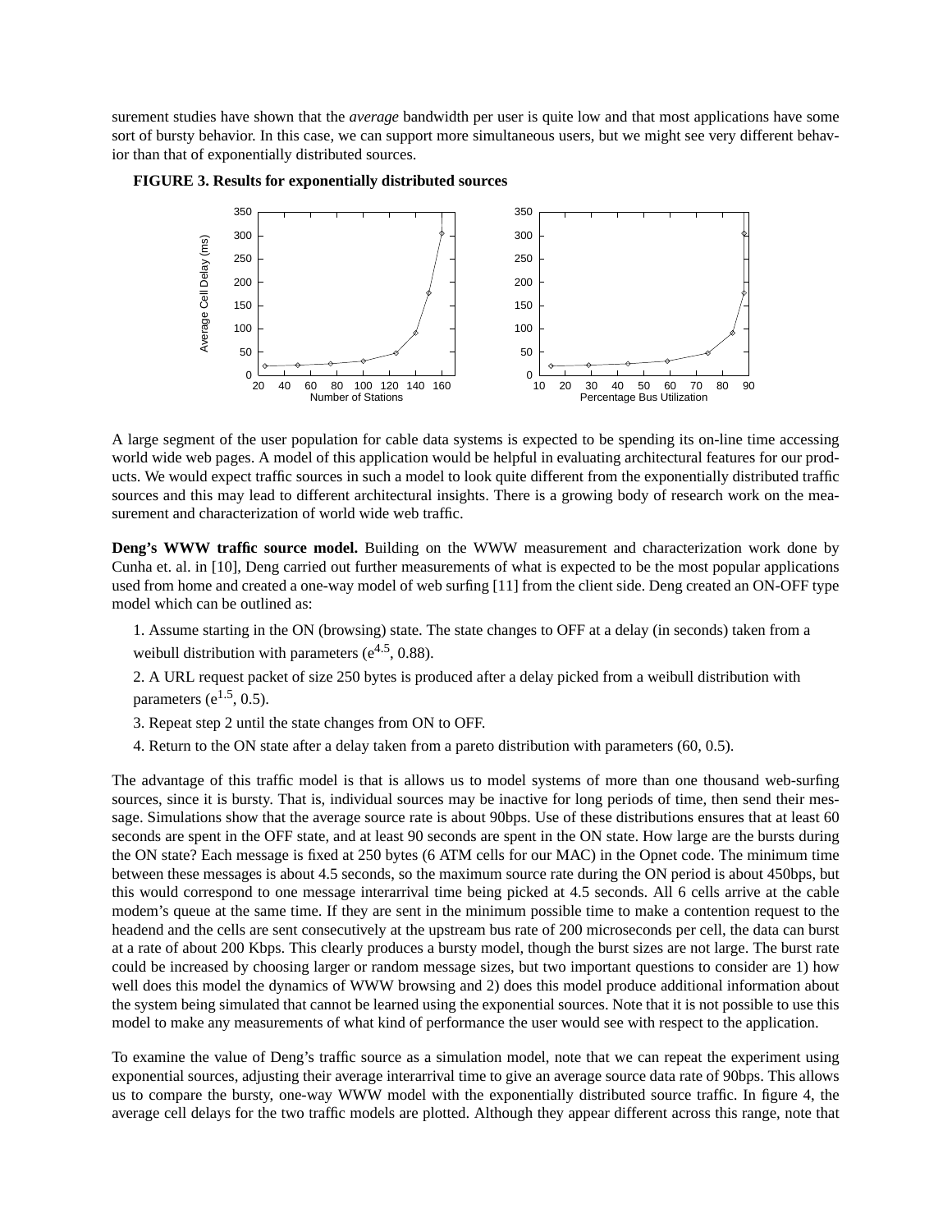surement studies have shown that the *average* bandwidth per user is quite low and that most applications have some sort of bursty behavior. In this case, we can support more simultaneous users, but we might see very different behavior than that of exponentially distributed sources.

**FIGURE 3. Results for exponentially distributed sources**

A large segment of the user population for cable data systems is expected to be spending its on-line time accessing world wide web pages. A model of this application would be helpful in evaluating architectural features for our products. We would expect traffic sources in such a model to look quite different from the exponentially distributed traffic sources and this may lead to different architectural insights. There is a growing body of research work on the measurement and characterization of world wide web traffic.

**Deng's WWW traffic source model.** Building on the WWW measurement and characterization work done by Cunha et. al. in [10], Deng carried out further measurements of what is expected to be the most popular applications used from home and created a one-way model of web surfing [11] from the client side. Deng created an ON-OFF type model which can be outlined as:

1. Assume starting in the ON (browsing) state. The state changes to OFF at a delay (in seconds) taken from a weibull distribution with parameters ($e^{4.5}$, 0.88).
2. A URL request packet of size 250 bytes is produced after a delay picked from a weibull distribution with parameters ($e^{1.5}$, 0.5).
3. Repeat step 2 until the state changes from ON to OFF.
4. Return to the ON state after a delay taken from a pareto distribution with parameters (60, 0.5).

The advantage of this traffic model is that is allows us to model systems of more than one thousand web-surfing sources, since it is bursty. That is, individual sources may be inactive for long periods of time, then send their message. Simulations show that the average source rate is about 90bps. Use of these distributions ensures that at least 60 seconds are spent in the OFF state, and at least 90 seconds are spent in the ON state. How large are the bursts during the ON state? Each message is fixed at 250 bytes (6 ATM cells for our MAC) in the Opnet code. The minimum time between these messages is about 4.5 seconds, so the maximum source rate during the ON period is about 450bps, but this would correspond to one message interarrival time being picked at 4.5 seconds. All 6 cells arrive at the cable modem's queue at the same time. If they are sent in the minimum possible time to make a contention request to the headend and the cells are sent consecutively at the upstream bus rate of 200 microseconds per cell, the data can burst at a rate of about 200 Kbps. This clearly produces a bursty model, though the burst sizes are not large. The burst rate could be increased by choosing larger or random message sizes, but two important questions to consider are 1) how well does this model the dynamics of WWW browsing and 2) does this model produce additional information about the system being simulated that cannot be learned using the exponential sources. Note that it is not possible to use this model to make any measurements of what kind of performance the user would see with respect to the application.

To examine the value of Deng's traffic source as a simulation model, note that we can repeat the experiment using exponential sources, adjusting their average interarrival time to give an average source data rate of 90bps. This allows us to compare the bursty, one-way WWW model with the exponentially distributed source traffic. In figure 4, the average cell delays for the two traffic models are plotted. Although they appear different across this range, note that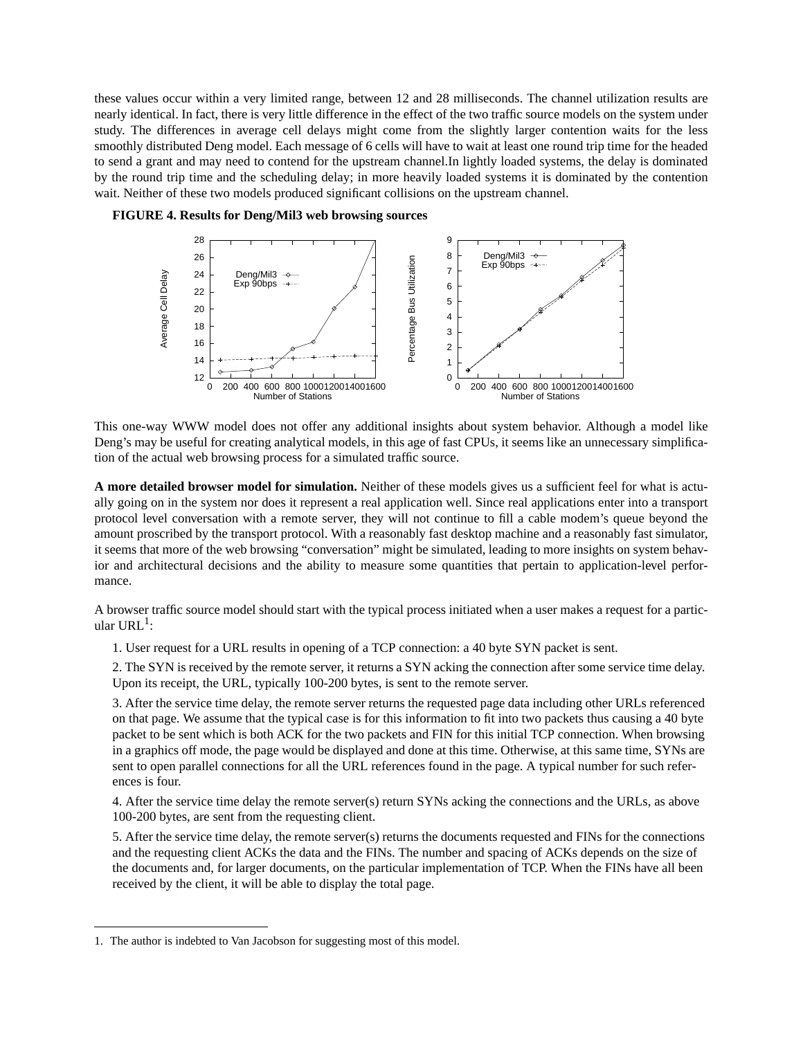these values occur within a very limited range, between 12 and 28 milliseconds. The channel utilization results are nearly identical. In fact, there is very little difference in the effect of the two traffic source models on the system under study. The differences in average cell delays might come from the slightly larger contention waits for the less smoothly distributed Deng model. Each message of 6 cells will have to wait at least one round trip time for the headed to send a grant and may need to contend for the upstream channel.In lightly loaded systems, the delay is dominated by the round trip time and the scheduling delay; in more heavily loaded systems it is dominated by the contention wait. Neither of these two models produced significant collisions on the upstream channel.

**FIGURE 4. Results for Deng/Mil3 web browsing sources**

This one-way WWW model does not offer any additional insights about system behavior. Although a model like Deng's may be useful for creating analytical models, in this age of fast CPUs, it seems like an unnecessary simplification of the actual web browsing process for a simulated traffic source.

**A more detailed browser model for simulation.** Neither of these models gives us a sufficient feel for what is actually going on in the system nor does it represent a real application well. Since real applications enter into a transport protocol level conversation with a remote server, they will not continue to fill a cable modem's queue beyond the amount proscribed by the transport protocol. With a reasonably fast desktop machine and a reasonably fast simulator, it seems that more of the web browsing "conversation" might be simulated, leading to more insights on system behavior and architectural decisions and the ability to measure some quantities that pertain to application-level performance.

A browser traffic source model should start with the typical process initiated when a user makes a request for a particular URL[1]:

1. User request for a URL results in opening of a TCP connection: a 40 byte SYN packet is sent.

2. The SYN is received by the remote server, it returns a SYN acking the connection after some service time delay. Upon its receipt, the URL, typically 100-200 bytes, is sent to the remote server.

3. After the service time delay, the remote server returns the requested page data including other URLs referenced on that page. We assume that the typical case is for this information to fit into two packets thus causing a 40 byte packet to be sent which is both ACK for the two packets and FIN for this initial TCP connection. When browsing in a graphics off mode, the page would be displayed and done at this time. Otherwise, at this same time, SYNs are sent to open parallel connections for all the URL references found in the page. A typical number for such references is four.

4. After the service time delay the remote server(s) return SYNs acking the connections and the URLs, as above 100-200 bytes, are sent from the requesting client.

5. After the service time delay, the remote server(s) returns the documents requested and FINs for the connections and the requesting client ACKs the data and the FINs. The number and spacing of ACKs depends on the size of the documents and, for larger documents, on the particular implementation of TCP. When the FINs have all been received by the client, it will be able to display the total page.

1. The author is indebted to Van Jacobson for suggesting most of this model.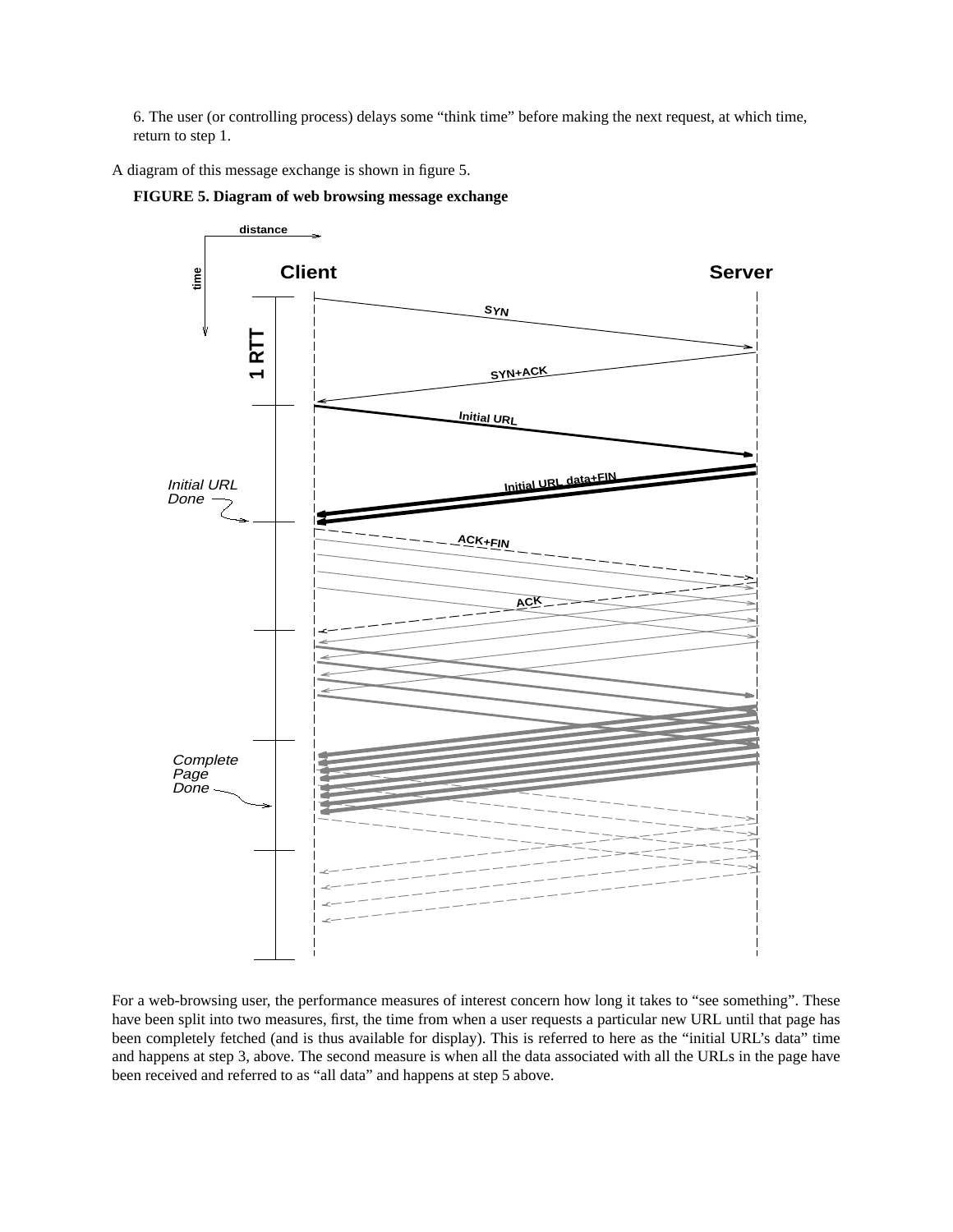6. The user (or controlling process) delays some “think time” before making the next request, at which time, return to step 1.

A diagram of this message exchange is shown in figure 5.

**FIGURE 5. Diagram of web browsing message exchange**

For a web-browsing user, the performance measures of interest concern how long it takes to “see something”. These have been split into two measures, first, the time from when a user requests a particular new URL until that page has been completely fetched (and is thus available for display). This is referred to here as the “initial URL’s data” time and happens at step 3, above. The second measure is when all the data associated with all the URLs in the page have been received and referred to as “all data” and happens at step 5 above.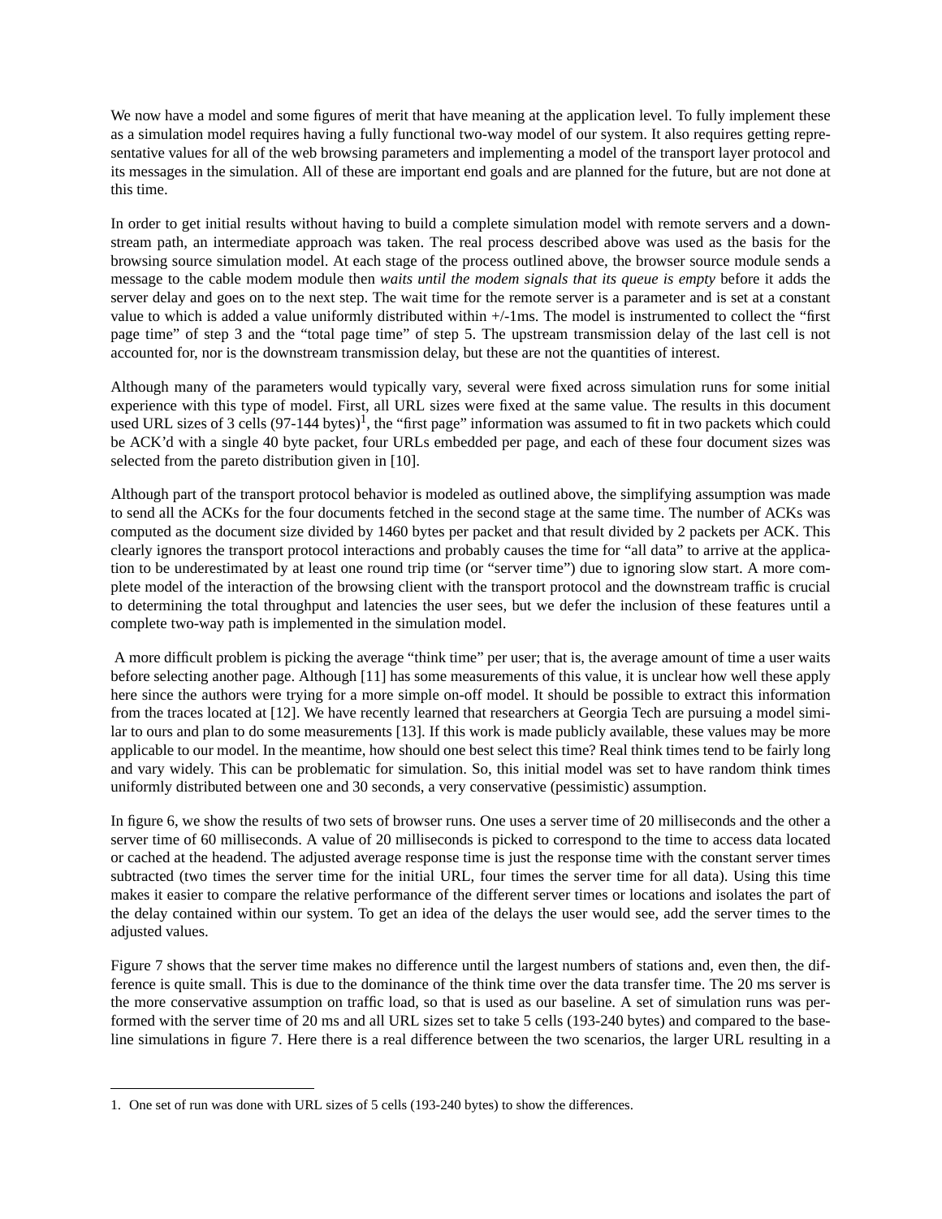We now have a model and some figures of merit that have meaning at the application level. To fully implement these as a simulation model requires having a fully functional two-way model of our system. It also requires getting representative values for all of the web browsing parameters and implementing a model of the transport layer protocol and its messages in the simulation. All of these are important end goals and are planned for the future, but are not done at this time.

In order to get initial results without having to build a complete simulation model with remote servers and a downstream path, an intermediate approach was taken. The real process described above was used as the basis for the browsing source simulation model. At each stage of the process outlined above, the browser source module sends a message to the cable modem module then *waits until the modem signals that its queue is empty* before it adds the server delay and goes on to the next step. The wait time for the remote server is a parameter and is set at a constant value to which is added a value uniformly distributed within +/-1ms. The model is instrumented to collect the "first page time" of step 3 and the "total page time" of step 5. The upstream transmission delay of the last cell is not accounted for, nor is the downstream transmission delay, but these are not the quantities of interest.

Although many of the parameters would typically vary, several were fixed across simulation runs for some initial experience with this type of model. First, all URL sizes were fixed at the same value. The results in this document used URL sizes of 3 cells (97-144 bytes)[1], the "first page" information was assumed to fit in two packets which could be ACK'd with a single 40 byte packet, four URLs embedded per page, and each of these four document sizes was selected from the pareto distribution given in [10].

Although part of the transport protocol behavior is modeled as outlined above, the simplifying assumption was made to send all the ACKs for the four documents fetched in the second stage at the same time. The number of ACKs was computed as the document size divided by 1460 bytes per packet and that result divided by 2 packets per ACK. This clearly ignores the transport protocol interactions and probably causes the time for "all data" to arrive at the application to be underestimated by at least one round trip time (or "server time") due to ignoring slow start. A more complete model of the interaction of the browsing client with the transport protocol and the downstream traffic is crucial to determining the total throughput and latencies the user sees, but we defer the inclusion of these features until a complete two-way path is implemented in the simulation model.

A more difficult problem is picking the average "think time" per user; that is, the average amount of time a user waits before selecting another page. Although [11] has some measurements of this value, it is unclear how well these apply here since the authors were trying for a more simple on-off model. It should be possible to extract this information from the traces located at [12]. We have recently learned that researchers at Georgia Tech are pursuing a model similar to ours and plan to do some measurements [13]. If this work is made publicly available, these values may be more applicable to our model. In the meantime, how should one best select this time? Real think times tend to be fairly long and vary widely. This can be problematic for simulation. So, this initial model was set to have random think times uniformly distributed between one and 30 seconds, a very conservative (pessimistic) assumption.

In figure 6, we show the results of two sets of browser runs. One uses a server time of 20 milliseconds and the other a server time of 60 milliseconds. A value of 20 milliseconds is picked to correspond to the time to access data located or cached at the headend. The adjusted average response time is just the response time with the constant server times subtracted (two times the server time for the initial URL, four times the server time for all data). Using this time makes it easier to compare the relative performance of the different server times or locations and isolates the part of the delay contained within our system. To get an idea of the delays the user would see, add the server times to the adjusted values.

Figure 7 shows that the server time makes no difference until the largest numbers of stations and, even then, the difference is quite small. This is due to the dominance of the think time over the data transfer time. The 20 ms server is the more conservative assumption on traffic load, so that is used as our baseline. A set of simulation runs was performed with the server time of 20 ms and all URL sizes set to take 5 cells (193-240 bytes) and compared to the baseline simulations in figure 7. Here there is a real difference between the two scenarios, the larger URL resulting in a

---

1. One set of run was done with URL sizes of 5 cells (193-240 bytes) to show the differences.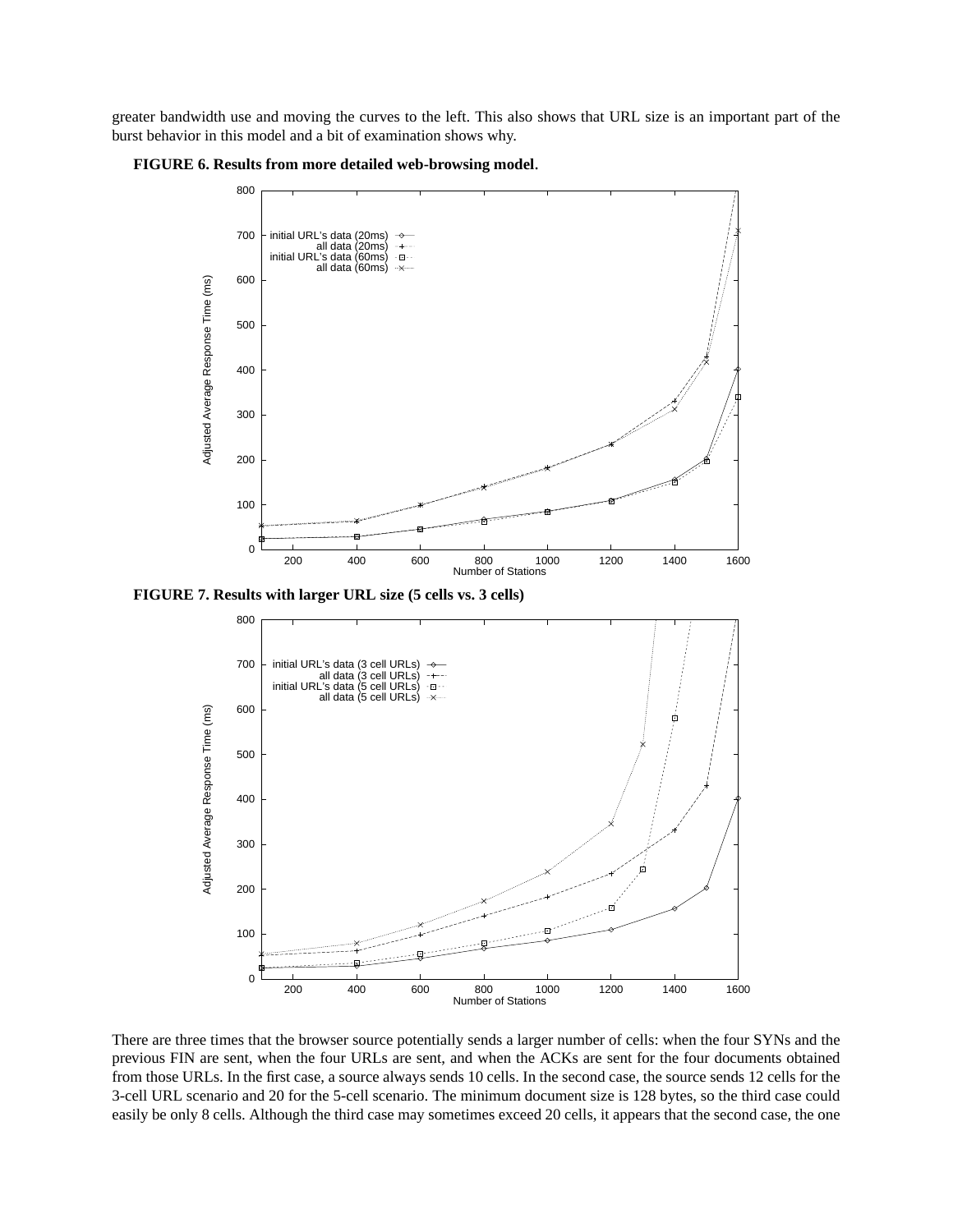greater bandwidth use and moving the curves to the left. This also shows that URL size is an important part of the burst behavior in this model and a bit of examination shows why.

**FIGURE 6. Results from more detailed web-browsing model.**

**FIGURE 7. Results with larger URL size (5 cells vs. 3 cells)**

There are three times that the browser source potentially sends a larger number of cells: when the four SYNs and the previous FIN are sent, when the four URLs are sent, and when the ACKs are sent for the four documents obtained from those URLs. In the first case, a source always sends 10 cells. In the second case, the source sends 12 cells for the 3-cell URL scenario and 20 for the 5-cell scenario. The minimum document size is 128 bytes, so the third case could easily be only 8 cells. Although the third case may sometimes exceed 20 cells, it appears that the second case, the one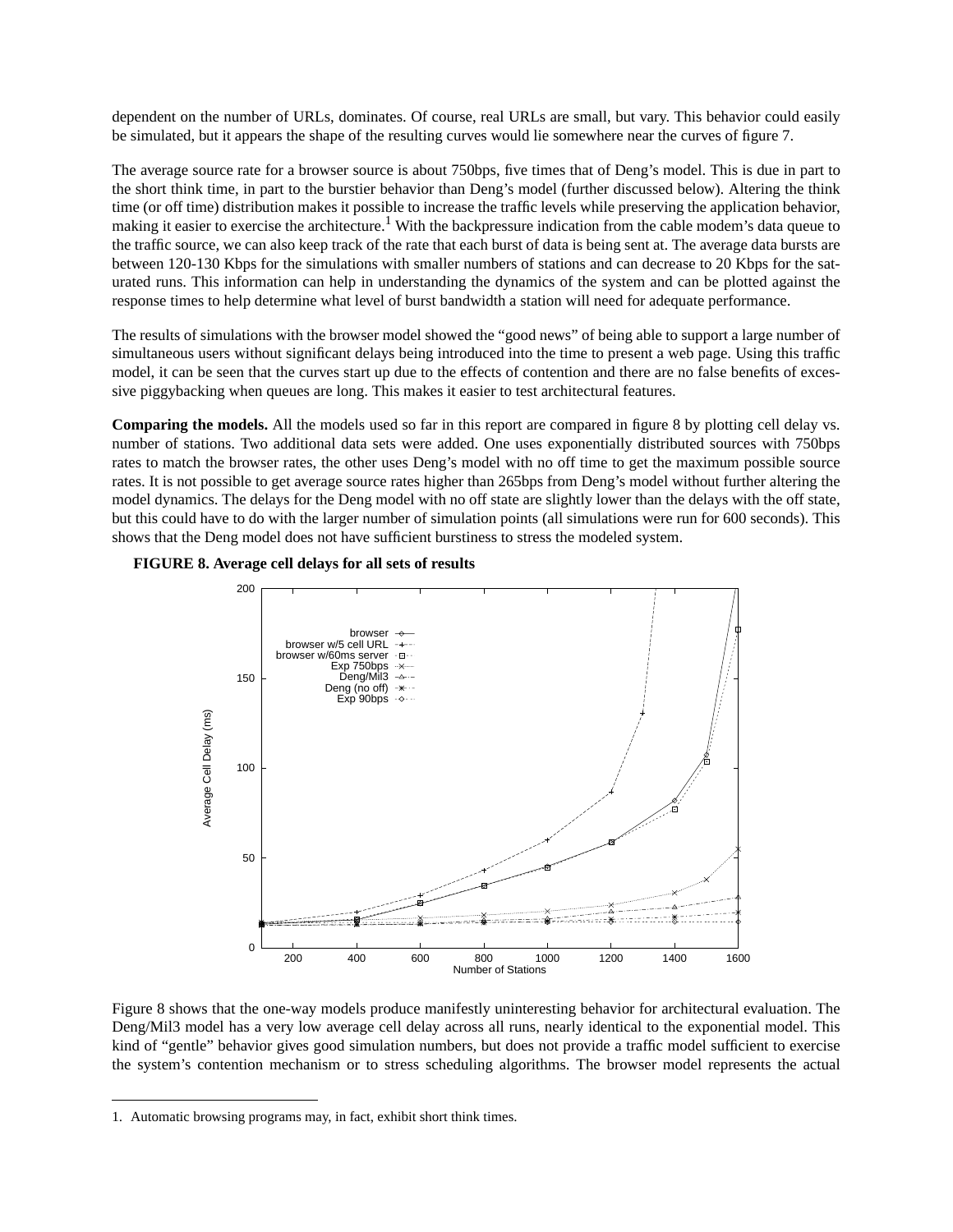dependent on the number of URLs, dominates. Of course, real URLs are small, but vary. This behavior could easily be simulated, but it appears the shape of the resulting curves would lie somewhere near the curves of figure 7.

The average source rate for a browser source is about 750bps, five times that of Deng's model. This is due in part to the short think time, in part to the burstier behavior than Deng's model (further discussed below). Altering the think time (or off time) distribution makes it possible to increase the traffic levels while preserving the application behavior, making it easier to exercise the architecture.[1] With the backpressure indication from the cable modem's data queue to the traffic source, we can also keep track of the rate that each burst of data is being sent at. The average data bursts are between 120-130 Kbps for the simulations with smaller numbers of stations and can decrease to 20 Kbps for the saturated runs. This information can help in understanding the dynamics of the system and can be plotted against the response times to help determine what level of burst bandwidth a station will need for adequate performance.

The results of simulations with the browser model showed the "good news" of being able to support a large number of simultaneous users without significant delays being introduced into the time to present a web page. Using this traffic model, it can be seen that the curves start up due to the effects of contention and there are no false benefits of excessive piggybacking when queues are long. This makes it easier to test architectural features.

**Comparing the models.** All the models used so far in this report are compared in figure 8 by plotting cell delay vs. number of stations. Two additional data sets were added. One uses exponentially distributed sources with 750bps rates to match the browser rates, the other uses Deng's model with no off time to get the maximum possible source rates. It is not possible to get average source rates higher than 265bps from Deng's model without further altering the model dynamics. The delays for the Deng model with no off state are slightly lower than the delays with the off state, but this could have to do with the larger number of simulation points (all simulations were run for 600 seconds). This shows that the Deng model does not have sufficient burstiness to stress the modeled system.

**FIGURE 8. Average cell delays for all sets of results**

Figure 8 shows that the one-way models produce manifestly uninteresting behavior for architectural evaluation. The Deng/Mil3 model has a very low average cell delay across all runs, nearly identical to the exponential model. This kind of "gentle" behavior gives good simulation numbers, but does not provide a traffic model sufficient to exercise the system's contention mechanism or to stress scheduling algorithms. The browser model represents the actual

1. Automatic browsing programs may, in fact, exhibit short think times.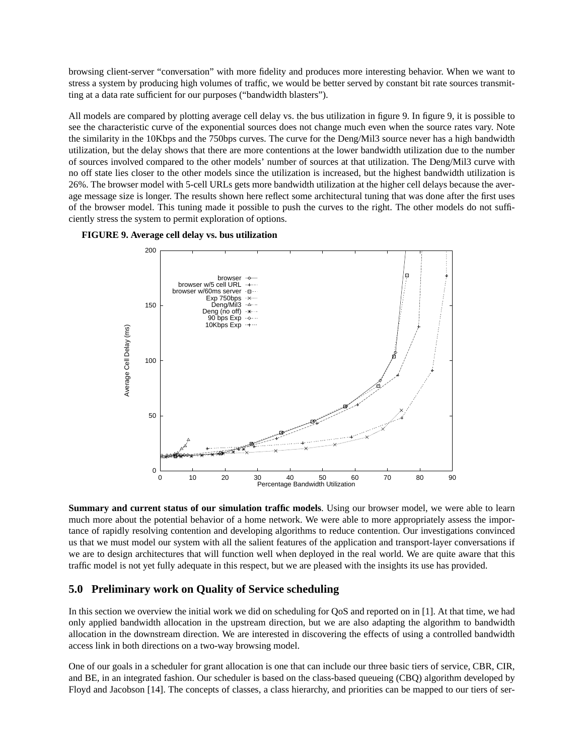browsing client-server "conversation" with more fidelity and produces more interesting behavior. When we want to stress a system by producing high volumes of traffic, we would be better served by constant bit rate sources transmitting at a data rate sufficient for our purposes ("bandwidth blasters").

All models are compared by plotting average cell delay vs. the bus utilization in figure 9. In figure 9, it is possible to see the characteristic curve of the exponential sources does not change much even when the source rates vary. Note the similarity in the 10Kbps and the 750bps curves. The curve for the Deng/Mil3 source never has a high bandwidth utilization, but the delay shows that there are more contentions at the lower bandwidth utilization due to the number of sources involved compared to the other models' number of sources at that utilization. The Deng/Mil3 curve with no off state lies closer to the other models since the utilization is increased, but the highest bandwidth utilization is 26%. The browser model with 5-cell URLs gets more bandwidth utilization at the higher cell delays because the average message size is longer. The results shown here reflect some architectural tuning that was done after the first uses of the browser model. This tuning made it possible to push the curves to the right. The other models do not sufficiently stress the system to permit exploration of options.

**FIGURE 9. Average cell delay vs. bus utilization**

**Summary and current status of our simulation traffic models**. Using our browser model, we were able to learn much more about the potential behavior of a home network. We were able to more appropriately assess the importance of rapidly resolving contention and developing algorithms to reduce contention. Our investigations convinced us that we must model our system with all the salient features of the application and transport-layer conversations if we are to design architectures that will function well when deployed in the real world. We are quite aware that this traffic model is not yet fully adequate in this respect, but we are pleased with the insights its use has provided.

## 5.0 Preliminary work on Quality of Service scheduling

In this section we overview the initial work we did on scheduling for QoS and reported on in [1]. At that time, we had only applied bandwidth allocation in the upstream direction, but we are also adapting the algorithm to bandwidth allocation in the downstream direction. We are interested in discovering the effects of using a controlled bandwidth access link in both directions on a two-way browsing model.

One of our goals in a scheduler for grant allocation is one that can include our three basic tiers of service, CBR, CIR, and BE, in an integrated fashion. Our scheduler is based on the class-based queueing (CBQ) algorithm developed by Floyd and Jacobson [14]. The concepts of classes, a class hierarchy, and priorities can be mapped to our tiers of ser-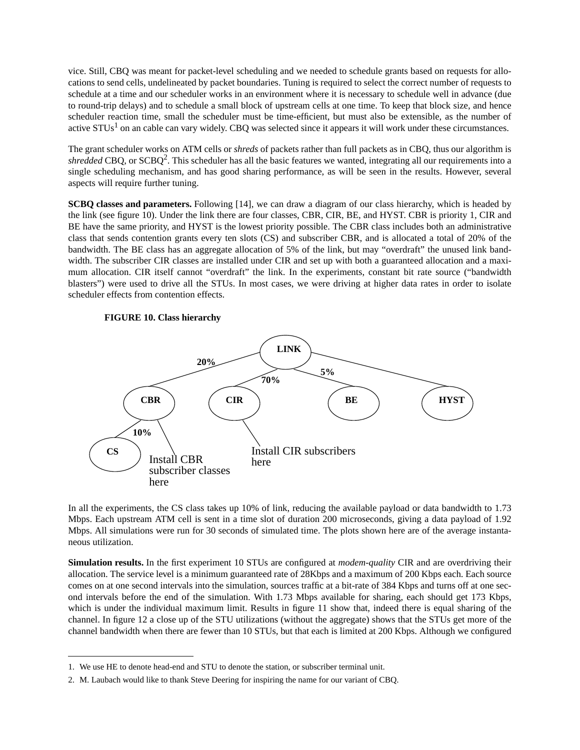vice. Still, CBQ was meant for packet-level scheduling and we needed to schedule grants based on requests for allocations to send cells, undelineated by packet boundaries. Tuning is required to select the correct number of requests to schedule at a time and our scheduler works in an environment where it is necessary to schedule well in advance (due to round-trip delays) and to schedule a small block of upstream cells at one time. To keep that block size, and hence scheduler reaction time, small the scheduler must be time-efficient, but must also be extensible, as the number of active STUs[1] on an cable can vary widely. CBQ was selected since it appears it will work under these circumstances.

The grant scheduler works on ATM cells or *shreds* of packets rather than full packets as in CBQ, thus our algorithm is *shredded* CBQ, or SCBQ[2]. This scheduler has all the basic features we wanted, integrating all our requirements into a single scheduling mechanism, and has good sharing performance, as will be seen in the results. However, several aspects will require further tuning.

**SCBQ classes and parameters.** Following [14], we can draw a diagram of our class hierarchy, which is headed by the link (see figure 10). Under the link there are four classes, CBR, CIR, BE, and HYST. CBR is priority 1, CIR and BE have the same priority, and HYST is the lowest priority possible. The CBR class includes both an administrative class that sends contention grants every ten slots (CS) and subscriber CBR, and is allocated a total of 20% of the bandwidth. The BE class has an aggregate allocation of 5% of the link, but may "overdraft" the unused link bandwidth. The subscriber CIR classes are installed under CIR and set up with both a guaranteed allocation and a maximum allocation. CIR itself cannot "overdraft" the link. In the experiments, constant bit rate source ("bandwidth blasters") were used to drive all the STUs. In most cases, we were driving at higher data rates in order to isolate scheduler effects from contention effects.

**FIGURE 10. Class hierarchy**

LINK: CBR (20%), CIR (70%), BE (5%), HYST

CBR: CS (10%); Install CBR subscriber classes here

CIR: Install CIR subscribers here

In all the experiments, the CS class takes up 10% of link, reducing the available payload or data bandwidth to 1.73 Mbps. Each upstream ATM cell is sent in a time slot of duration 200 microseconds, giving a data payload of 1.92 Mbps. All simulations were run for 30 seconds of simulated time. The plots shown here are of the average instantaneous utilization.

**Simulation results.** In the first experiment 10 STUs are configured at *modem-quality* CIR and are overdriving their allocation. The service level is a minimum guaranteed rate of 28Kbps and a maximum of 200 Kbps each. Each source comes on at one second intervals into the simulation, sources traffic at a bit-rate of 384 Kbps and turns off at one second intervals before the end of the simulation. With 1.73 Mbps available for sharing, each should get 173 Kbps, which is under the individual maximum limit. Results in figure 11 show that, indeed there is equal sharing of the channel. In figure 12 a close up of the STU utilizations (without the aggregate) shows that the STUs get more of the channel bandwidth when there are fewer than 10 STUs, but that each is limited at 200 Kbps. Although we configured

---

1. We use HE to denote head-end and STU to denote the station, or subscriber terminal unit.

2. M. Laubach would like to thank Steve Deering for inspiring the name for our variant of CBQ.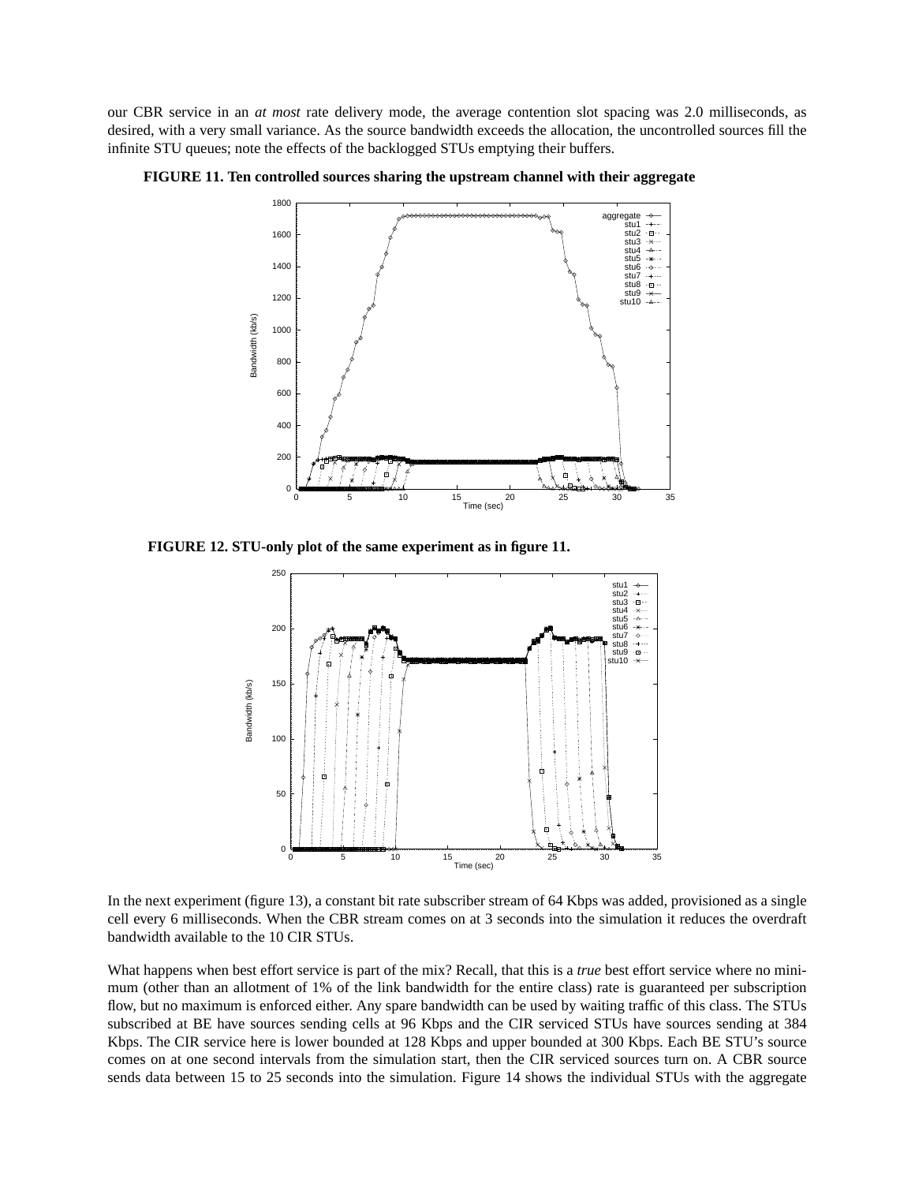our CBR service in an *at most* rate delivery mode, the average contention slot spacing was 2.0 milliseconds, as desired, with a very small variance. As the source bandwidth exceeds the allocation, the uncontrolled sources fill the infinite STU queues; note the effects of the backlogged STUs emptying their buffers.

**FIGURE 11. Ten controlled sources sharing the upstream channel with their aggregate**

**FIGURE 12. STU-only plot of the same experiment as in figure 11.**

In the next experiment (figure 13), a constant bit rate subscriber stream of 64 Kbps was added, provisioned as a single cell every 6 milliseconds. When the CBR stream comes on at 3 seconds into the simulation it reduces the overdraft bandwidth available to the 10 CIR STUs.

What happens when best effort service is part of the mix? Recall, that this is a *true* best effort service where no minimum (other than an allotment of 1% of the link bandwidth for the entire class) rate is guaranteed per subscription flow, but no maximum is enforced either. Any spare bandwidth can be used by waiting traffic of this class. The STUs subscribed at BE have sources sending cells at 96 Kbps and the CIR serviced STUs have sources sending at 384 Kbps. The CIR service here is lower bounded at 128 Kbps and upper bounded at 300 Kbps. Each BE STU's source comes on at one second intervals from the simulation start, then the CIR serviced sources turn on. A CBR source sends data between 15 to 25 seconds into the simulation. Figure 14 shows the individual STUs with the aggregate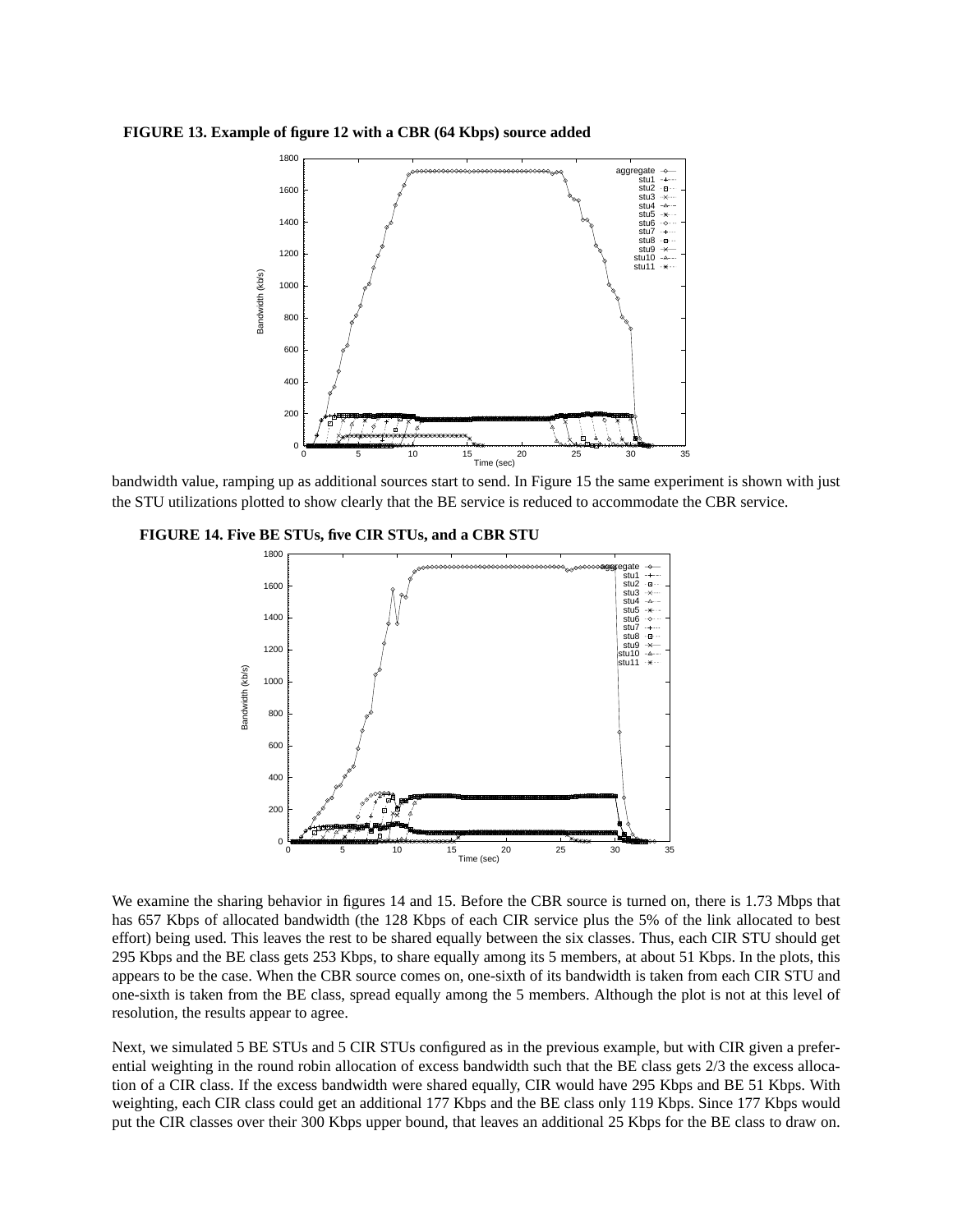**FIGURE 13. Example of figure 12 with a CBR (64 Kbps) source added**

bandwidth value, ramping up as additional sources start to send. In Figure 15 the same experiment is shown with just the STU utilizations plotted to show clearly that the BE service is reduced to accommodate the CBR service.

**FIGURE 14. Five BE STUs, five CIR STUs, and a CBR STU**

We examine the sharing behavior in figures 14 and 15. Before the CBR source is turned on, there is 1.73 Mbps that has 657 Kbps of allocated bandwidth (the 128 Kbps of each CIR service plus the 5% of the link allocated to best effort) being used. This leaves the rest to be shared equally between the six classes. Thus, each CIR STU should get 295 Kbps and the BE class gets 253 Kbps, to share equally among its 5 members, at about 51 Kbps. In the plots, this appears to be the case. When the CBR source comes on, one-sixth of its bandwidth is taken from each CIR STU and one-sixth is taken from the BE class, spread equally among the 5 members. Although the plot is not at this level of resolution, the results appear to agree.

Next, we simulated 5 BE STUs and 5 CIR STUs configured as in the previous example, but with CIR given a preferential weighting in the round robin allocation of excess bandwidth such that the BE class gets 2/3 the excess allocation of a CIR class. If the excess bandwidth were shared equally, CIR would have 295 Kbps and BE 51 Kbps. With weighting, each CIR class could get an additional 177 Kbps and the BE class only 119 Kbps. Since 177 Kbps would put the CIR classes over their 300 Kbps upper bound, that leaves an additional 25 Kbps for the BE class to draw on.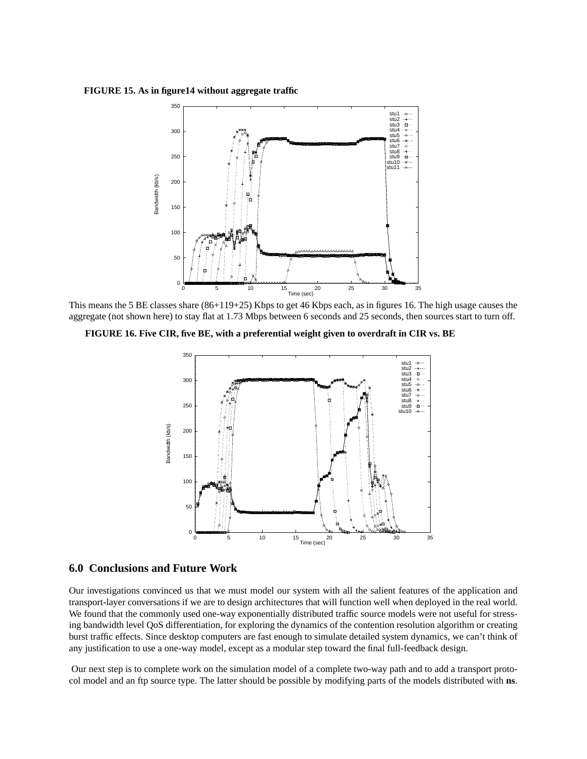**FIGURE 15. As in figure14 without aggregate traffic**

This means the 5 BE classes share (86+119+25) Kbps to get 46 Kbps each, as in figures 16. The high usage causes the aggregate (not shown here) to stay flat at 1.73 Mbps between 6 seconds and 25 seconds, then sources start to turn off.

**FIGURE 16. Five CIR, five BE, with a preferential weight given to overdraft in CIR vs. BE**

## 6.0 Conclusions and Future Work

Our investigations convinced us that we must model our system with all the salient features of the application and transport-layer conversations if we are to design architectures that will function well when deployed in the real world. We found that the commonly used one-way exponentially distributed traffic source models were not useful for stressing bandwidth level QoS differentiation, for exploring the dynamics of the contention resolution algorithm or creating burst traffic effects. Since desktop computers are fast enough to simulate detailed system dynamics, we can't think of any justification to use a one-way model, except as a modular step toward the final full-feedback design.

Our next step is to complete work on the simulation model of a complete two-way path and to add a transport protocol model and an ftp source type. The latter should be possible by modifying parts of the models distributed with **ns**.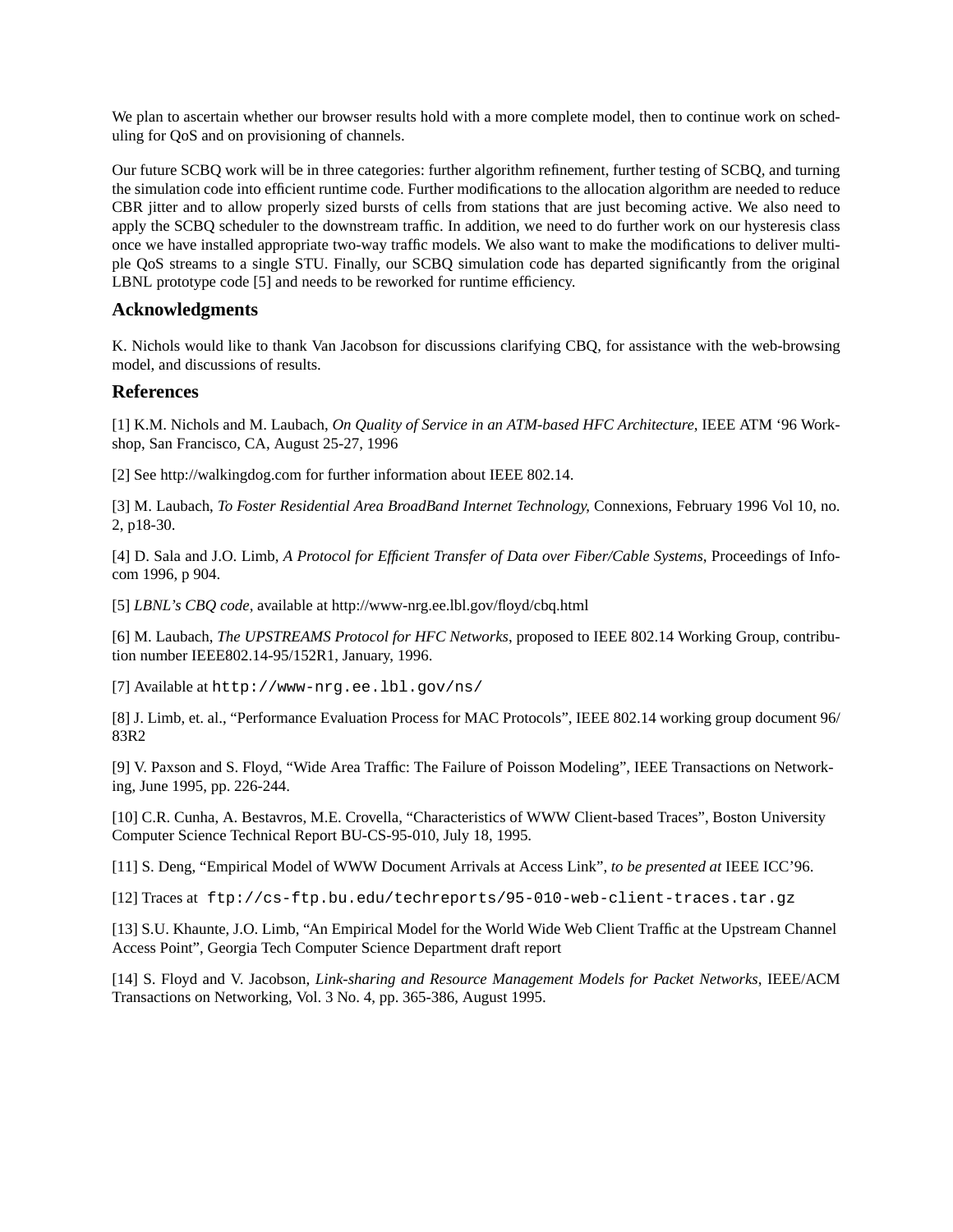We plan to ascertain whether our browser results hold with a more complete model, then to continue work on scheduling for QoS and on provisioning of channels.

Our future SCBQ work will be in three categories: further algorithm refinement, further testing of SCBQ, and turning the simulation code into efficient runtime code. Further modifications to the allocation algorithm are needed to reduce CBR jitter and to allow properly sized bursts of cells from stations that are just becoming active. We also need to apply the SCBQ scheduler to the downstream traffic. In addition, we need to do further work on our hysteresis class once we have installed appropriate two-way traffic models. We also want to make the modifications to deliver multiple QoS streams to a single STU. Finally, our SCBQ simulation code has departed significantly from the original LBNL prototype code [5] and needs to be reworked for runtime efficiency.

## Acknowledgments

K. Nichols would like to thank Van Jacobson for discussions clarifying CBQ, for assistance with the web-browsing model, and discussions of results.

## References

[1] K.M. Nichols and M. Laubach, *On Quality of Service in an ATM-based HFC Architecture,* IEEE ATM '96 Workshop, San Francisco, CA, August 25-27, 1996

[2] See http://walkingdog.com for further information about IEEE 802.14.

[3] M. Laubach, *To Foster Residential Area BroadBand Internet Technology,* Connexions, February 1996 Vol 10, no. 2, p18-30.

[4] D. Sala and J.O. Limb, *A Protocol for Efficient Transfer of Data over Fiber/Cable Systems*, Proceedings of Infocom 1996, p 904.

[5] *LBNL's CBQ code*, available at http://www-nrg.ee.lbl.gov/floyd/cbq.html

[6] M. Laubach, *The UPSTREAMS Protocol for HFC Networks*, proposed to IEEE 802.14 Working Group, contribution number IEEE802.14-95/152R1, January, 1996.

[7] Available at `http://www-nrg.ee.lbl.gov/ns/`

[8] J. Limb, et. al., "Performance Evaluation Process for MAC Protocols", IEEE 802.14 working group document 96/83R2

[9] V. Paxson and S. Floyd, "Wide Area Traffic: The Failure of Poisson Modeling", IEEE Transactions on Networking, June 1995, pp. 226-244.

[10] C.R. Cunha, A. Bestavros, M.E. Crovella, "Characteristics of WWW Client-based Traces", Boston University Computer Science Technical Report BU-CS-95-010, July 18, 1995.

[11] S. Deng, "Empirical Model of WWW Document Arrivals at Access Link", *to be presented at* IEEE ICC'96.

[12] Traces at `ftp://cs-ftp.bu.edu/techreports/95-010-web-client-traces.tar.gz`

[13] S.U. Khaunte, J.O. Limb, "An Empirical Model for the World Wide Web Client Traffic at the Upstream Channel Access Point", Georgia Tech Computer Science Department draft report

[14] S. Floyd and V. Jacobson, *Link-sharing and Resource Management Models for Packet Networks*, IEEE/ACM Transactions on Networking, Vol. 3 No. 4, pp. 365-386, August 1995.